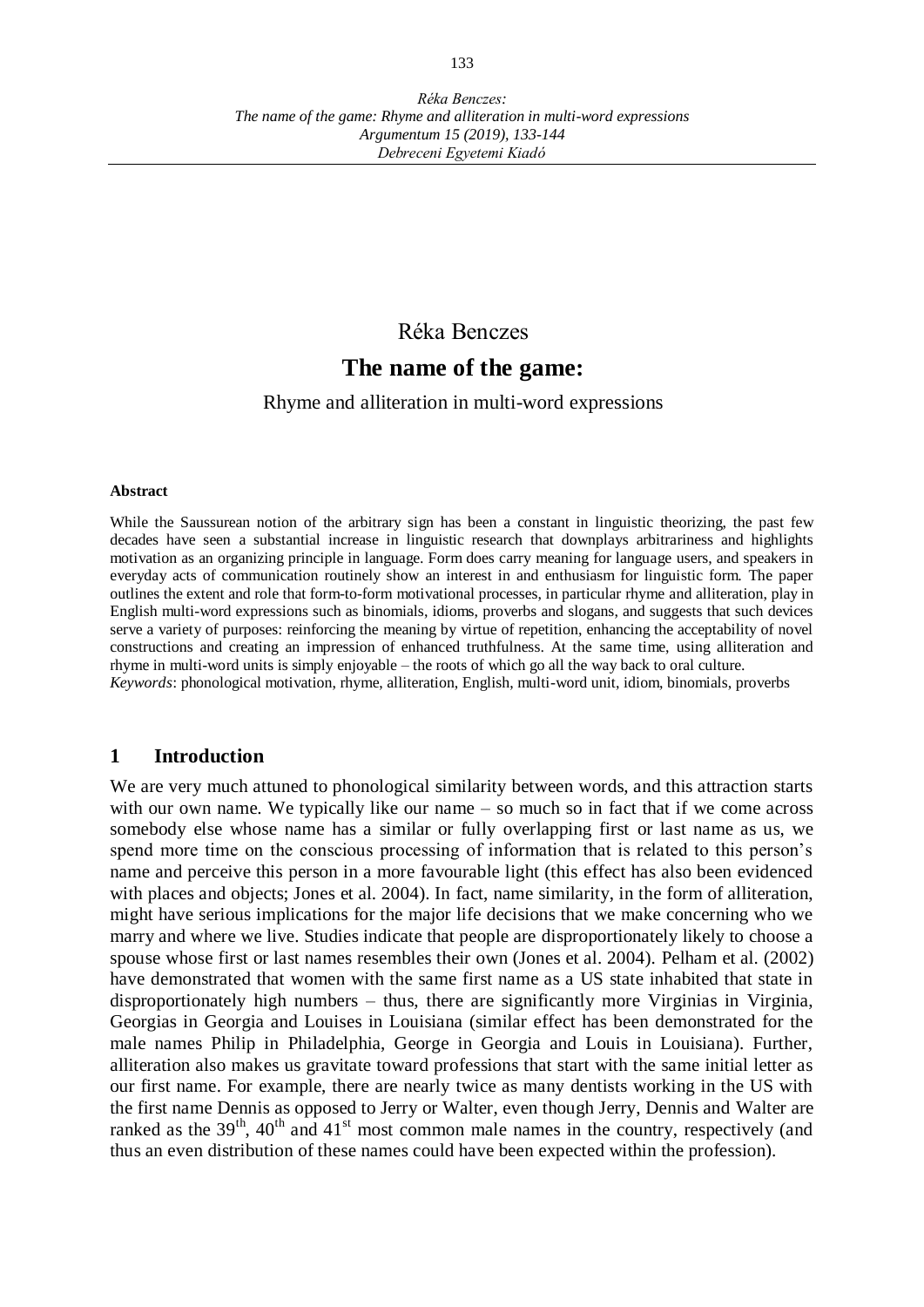Réka Benczes

# The name of the game:

Rhyme and alliteration in multi-word expressions

**Abstract**

While the Saussurean notion of the arbitrary sign has been a constant in linguistic theorizing, the past few decades have seen a substantial increase in linguistic research that downplays arbitrariness and highlights motivation as an organizing principle in language. Form does carry meaning for language users, and speakers in everyday acts of communication routinely show an interest in and enthusiasm for linguistic form. The paper outlines the extent and role that form-to-form motivational processes, in particular rhyme and alliteration, play in English multi-word expressions such as binomials, idioms, proverbs and slogans, and suggests that such devices serve a variety of purposes: reinforcing the meaning by virtue of repetition, enhancing the acceptability of novel constructions and creating an impression of enhanced truthfulness. At the same time, using alliteration and rhyme in multi-word units is simply enjoyable – the roots of which go all the way back to oral culture.
*Keywords*: phonological motivation, rhyme, alliteration, English, multi-word unit, idiom, binomials, proverbs

## 1 Introduction

We are very much attuned to phonological similarity between words, and this attraction starts with our own name. We typically like our name – so much so in fact that if we come across somebody else whose name has a similar or fully overlapping first or last name as us, we spend more time on the conscious processing of information that is related to this person's name and perceive this person in a more favourable light (this effect has also been evidenced with places and objects; Jones et al. 2004). In fact, name similarity, in the form of alliteration, might have serious implications for the major life decisions that we make concerning who we marry and where we live. Studies indicate that people are disproportionately likely to choose a spouse whose first or last names resembles their own (Jones et al. 2004). Pelham et al. (2002) have demonstrated that women with the same first name as a US state inhabited that state in disproportionately high numbers – thus, there are significantly more Virginias in Virginia, Georgias in Georgia and Louises in Louisiana (similar effect has been demonstrated for the male names Philip in Philadelphia, George in Georgia and Louis in Louisiana). Further, alliteration also makes us gravitate toward professions that start with the same initial letter as our first name. For example, there are nearly twice as many dentists working in the US with the first name Dennis as opposed to Jerry or Walter, even though Jerry, Dennis and Walter are ranked as the 39th, 40th and 41st most common male names in the country, respectively (and thus an even distribution of these names could have been expected within the profession).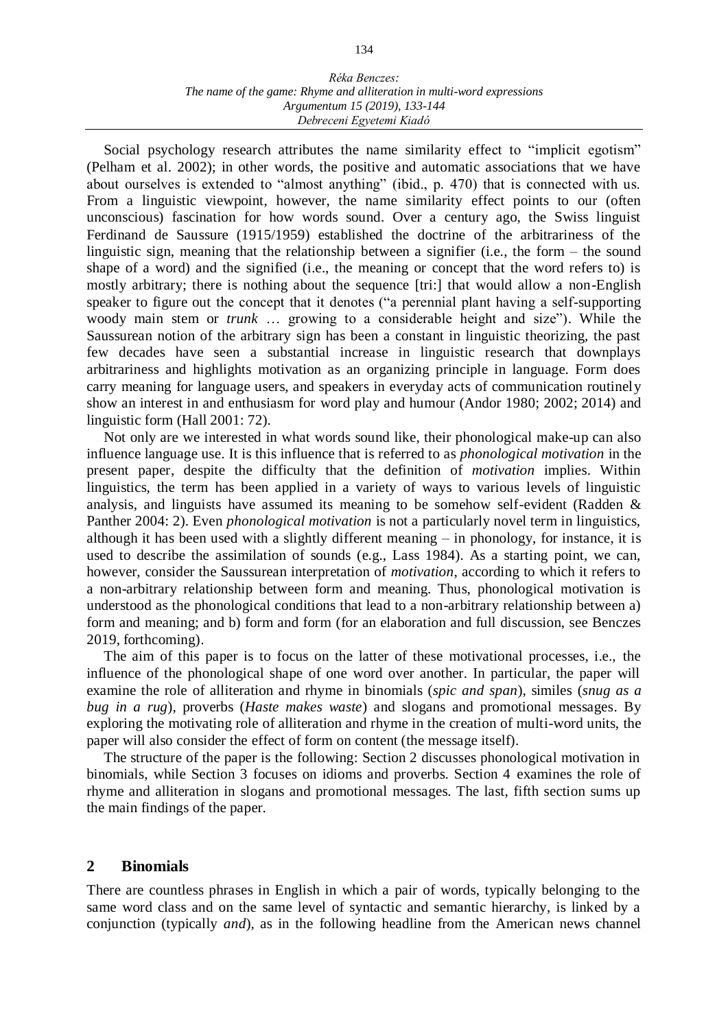Social psychology research attributes the name similarity effect to "implicit egotism" (Pelham et al. 2002); in other words, the positive and automatic associations that we have about ourselves is extended to "almost anything" (ibid., p. 470) that is connected with us. From a linguistic viewpoint, however, the name similarity effect points to our (often unconscious) fascination for how words sound. Over a century ago, the Swiss linguist Ferdinand de Saussure (1915/1959) established the doctrine of the arbitrariness of the linguistic sign, meaning that the relationship between a signifier (i.e., the form – the sound shape of a word) and the signified (i.e., the meaning or concept that the word refers to) is mostly arbitrary; there is nothing about the sequence [tri:] that would allow a non-English speaker to figure out the concept that it denotes ("a perennial plant having a self-supporting woody main stem or *trunk* … growing to a considerable height and size"). While the Saussurean notion of the arbitrary sign has been a constant in linguistic theorizing, the past few decades have seen a substantial increase in linguistic research that downplays arbitrariness and highlights motivation as an organizing principle in language. Form does carry meaning for language users, and speakers in everyday acts of communication routinely show an interest in and enthusiasm for word play and humour (Andor 1980; 2002; 2014) and linguistic form (Hall 2001: 72).

Not only are we interested in what words sound like, their phonological make-up can also influence language use. It is this influence that is referred to as *phonological motivation* in the present paper, despite the difficulty that the definition of *motivation* implies. Within linguistics, the term has been applied in a variety of ways to various levels of linguistic analysis, and linguists have assumed its meaning to be somehow self-evident (Radden & Panther 2004: 2). Even *phonological motivation* is not a particularly novel term in linguistics, although it has been used with a slightly different meaning – in phonology, for instance, it is used to describe the assimilation of sounds (e.g., Lass 1984). As a starting point, we can, however, consider the Saussurean interpretation of *motivation*, according to which it refers to a non-arbitrary relationship between form and meaning. Thus, phonological motivation is understood as the phonological conditions that lead to a non-arbitrary relationship between a) form and meaning; and b) form and form (for an elaboration and full discussion, see Benczes 2019, forthcoming).

The aim of this paper is to focus on the latter of these motivational processes, i.e., the influence of the phonological shape of one word over another. In particular, the paper will examine the role of alliteration and rhyme in binomials (*spic and span*), similes (*snug as a bug in a rug*), proverbs (*Haste makes waste*) and slogans and promotional messages. By exploring the motivating role of alliteration and rhyme in the creation of multi-word units, the paper will also consider the effect of form on content (the message itself).

The structure of the paper is the following: Section 2 discusses phonological motivation in binomials, while Section 3 focuses on idioms and proverbs. Section 4 examines the role of rhyme and alliteration in slogans and promotional messages. The last, fifth section sums up the main findings of the paper.

## 2 Binomials

There are countless phrases in English in which a pair of words, typically belonging to the same word class and on the same level of syntactic and semantic hierarchy, is linked by a conjunction (typically *and*), as in the following headline from the American news channel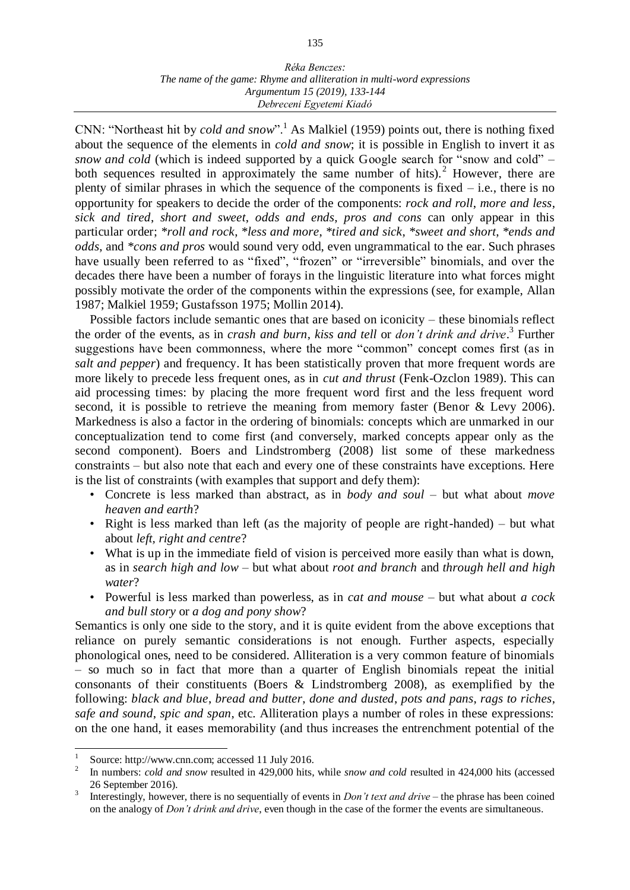CNN: "Northeast hit by *cold and snow*".[1] As Malkiel (1959) points out, there is nothing fixed about the sequence of the elements in *cold and snow*; it is possible in English to invert it as *snow and cold* (which is indeed supported by a quick Google search for "snow and cold" – both sequences resulted in approximately the same number of hits).[2] However, there are plenty of similar phrases in which the sequence of the components is fixed – i.e., there is no opportunity for speakers to decide the order of the components: *rock and roll*, *more and less*, *sick and tired*, *short and sweet*, *odds and ends*, *pros and cons* can only appear in this particular order; *\*roll and rock*, *\*less and more*, *\*tired and sick*, *\*sweet and short*, *\*ends and odds*, and *\*cons and pros* would sound very odd, even ungrammatical to the ear. Such phrases have usually been referred to as "fixed", "frozen" or "irreversible" binomials, and over the decades there have been a number of forays in the linguistic literature into what forces might possibly motivate the order of the components within the expressions (see, for example, Allan 1987; Malkiel 1959; Gustafsson 1975; Mollin 2014).

Possible factors include semantic ones that are based on iconicity – these binomials reflect the order of the events, as in *crash and burn*, *kiss and tell* or *don't drink and drive*.[3] Further suggestions have been commonness, where the more "common" concept comes first (as in *salt and pepper*) and frequency. It has been statistically proven that more frequent words are more likely to precede less frequent ones, as in *cut and thrust* (Fenk-Oczlon 1989). This can aid processing times: by placing the more frequent word first and the less frequent word second, it is possible to retrieve the meaning from memory faster (Benor & Levy 2006). Markedness is also a factor in the ordering of binomials: concepts which are unmarked in our conceptualization tend to come first (and conversely, marked concepts appear only as the second component). Boers and Lindstromberg (2008) list some of these markedness constraints – but also note that each and every one of these constraints have exceptions. Here is the list of constraints (with examples that support and defy them):

- Concrete is less marked than abstract, as in *body and soul* – but what about *move heaven and earth*?
- Right is less marked than left (as the majority of people are right-handed) – but what about *left, right and centre*?
- What is up in the immediate field of vision is perceived more easily than what is down, as in *search high and low* – but what about *root and branch* and *through hell and high water*?
- Powerful is less marked than powerless, as in *cat and mouse* – but what about *a cock and bull story* or *a dog and pony show*?

Semantics is only one side to the story, and it is quite evident from the above exceptions that reliance on purely semantic considerations is not enough. Further aspects, especially phonological ones, need to be considered. Alliteration is a very common feature of binomials – so much so in fact that more than a quarter of English binomials repeat the initial consonants of their constituents (Boers & Lindstromberg 2008), as exemplified by the following: *black and blue*, *bread and butter*, *done and dusted*, *pots and pans*, *rags to riches*, *safe and sound*, *spic and span*, etc. Alliteration plays a number of roles in these expressions: on the one hand, it eases memorability (and thus increases the entrenchment potential of the

---

[1] Source: http://www.cnn.com; accessed 11 July 2016.

[2] In numbers: *cold and snow* resulted in 429,000 hits, while *snow and cold* resulted in 424,000 hits (accessed 26 September 2016).

[3] Interestingly, however, there is no sequentially of events in *Don't text and drive* – the phrase has been coined on the analogy of *Don't drink and drive*, even though in the case of the former the events are simultaneous.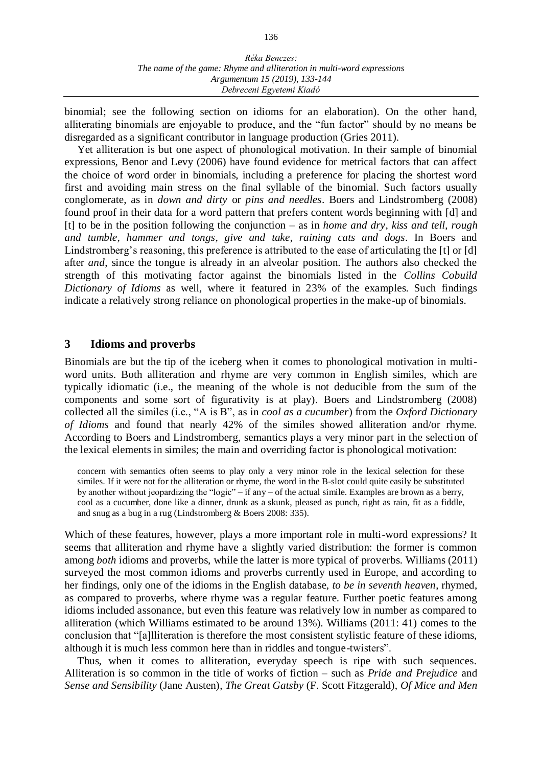binomial; see the following section on idioms for an elaboration). On the other hand, alliterating binomials are enjoyable to produce, and the "fun factor" should by no means be disregarded as a significant contributor in language production (Gries 2011).

Yet alliteration is but one aspect of phonological motivation. In their sample of binomial expressions, Benor and Levy (2006) have found evidence for metrical factors that can affect the choice of word order in binomials, including a preference for placing the shortest word first and avoiding main stress on the final syllable of the binomial. Such factors usually conglomerate, as in *down and dirty* or *pins and needles*. Boers and Lindstromberg (2008) found proof in their data for a word pattern that prefers content words beginning with [d] and [t] to be in the position following the conjunction – as in *home and dry*, *kiss and tell*, *rough and tumble*, *hammer and tongs*, *give and take*, *raining cats and dogs*. In Boers and Lindstromberg's reasoning, this preference is attributed to the ease of articulating the [t] or [d] after *and*, since the tongue is already in an alveolar position. The authors also checked the strength of this motivating factor against the binomials listed in the *Collins Cobuild Dictionary of Idioms* as well, where it featured in 23% of the examples. Such findings indicate a relatively strong reliance on phonological properties in the make-up of binomials.

## 3 Idioms and proverbs

Binomials are but the tip of the iceberg when it comes to phonological motivation in multi-word units. Both alliteration and rhyme are very common in English similes, which are typically idiomatic (i.e., the meaning of the whole is not deducible from the sum of the components and some sort of figurativity is at play). Boers and Lindstromberg (2008) collected all the similes (i.e., "A is B", as in *cool as a cucumber*) from the *Oxford Dictionary of Idioms* and found that nearly 42% of the similes showed alliteration and/or rhyme. According to Boers and Lindstromberg, semantics plays a very minor part in the selection of the lexical elements in similes; the main and overriding factor is phonological motivation:

> concern with semantics often seems to play only a very minor role in the lexical selection for these similes. If it were not for the alliteration or rhyme, the word in the B-slot could quite easily be substituted by another without jeopardizing the "logic" – if any – of the actual simile. Examples are brown as a berry, cool as a cucumber, done like a dinner, drunk as a skunk, pleased as punch, right as rain, fit as a fiddle, and snug as a bug in a rug (Lindstromberg & Boers 2008: 335).

Which of these features, however, plays a more important role in multi-word expressions? It seems that alliteration and rhyme have a slightly varied distribution: the former is common among *both* idioms and proverbs, while the latter is more typical of proverbs. Williams (2011) surveyed the most common idioms and proverbs currently used in Europe, and according to her findings, only one of the idioms in the English database, *to be in seventh heaven*, rhymed, as compared to proverbs, where rhyme was a regular feature. Further poetic features among idioms included assonance, but even this feature was relatively low in number as compared to alliteration (which Williams estimated to be around 13%). Williams (2011: 41) comes to the conclusion that "[a]lliteration is therefore the most consistent stylistic feature of these idioms, although it is much less common here than in riddles and tongue-twisters".

Thus, when it comes to alliteration, everyday speech is ripe with such sequences. Alliteration is so common in the title of works of fiction – such as *Pride and Prejudice* and *Sense and Sensibility* (Jane Austen), *The Great Gatsby* (F. Scott Fitzgerald), *Of Mice and Men*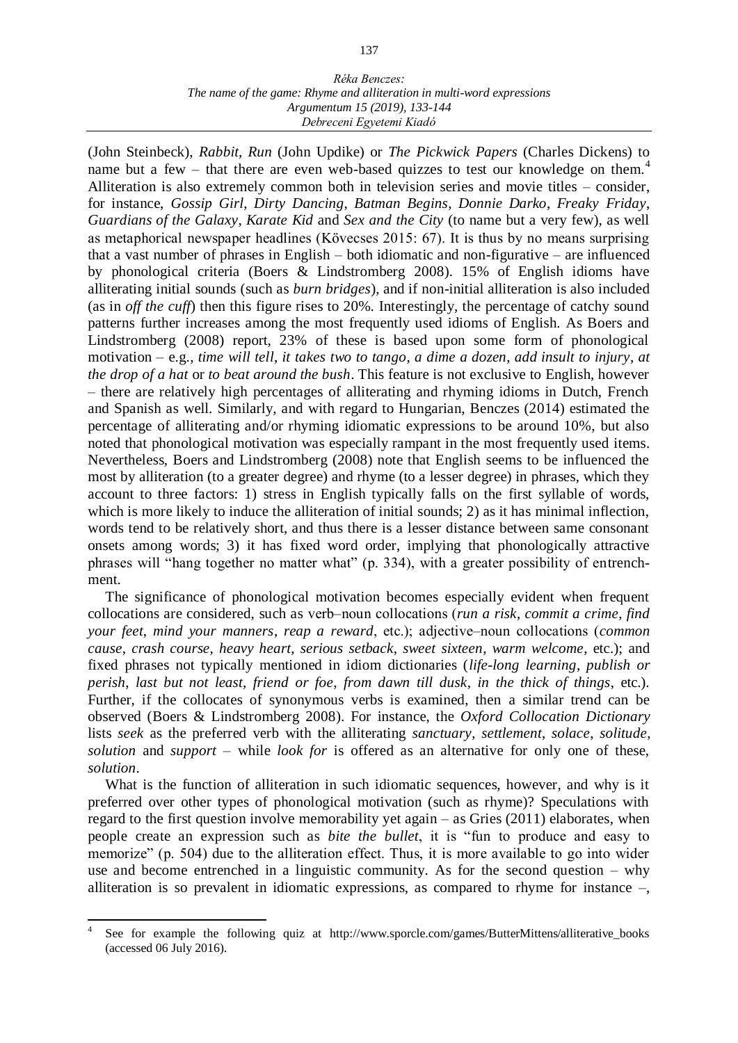(John Steinbeck), *Rabbit, Run* (John Updike) or *The Pickwick Papers* (Charles Dickens) to name but a few – that there are even web-based quizzes to test our knowledge on them.[4] Alliteration is also extremely common both in television series and movie titles – consider, for instance, *Gossip Girl*, *Dirty Dancing*, *Batman Begins*, *Donnie Darko*, *Freaky Friday*, *Guardians of the Galaxy*, *Karate Kid* and *Sex and the City* (to name but a very few), as well as metaphorical newspaper headlines (Kövecses 2015: 67). It is thus by no means surprising that a vast number of phrases in English – both idiomatic and non-figurative – are influenced by phonological criteria (Boers & Lindstromberg 2008). 15% of English idioms have alliterating initial sounds (such as *burn bridges*), and if non-initial alliteration is also included (as in *off the cuff*) then this figure rises to 20%. Interestingly, the percentage of catchy sound patterns further increases among the most frequently used idioms of English. As Boers and Lindstromberg (2008) report, 23% of these is based upon some form of phonological motivation – e.g., *time will tell*, *it takes two to tango*, *a dime a dozen*, *add insult to injury*, *at the drop of a hat* or *to beat around the bush*. This feature is not exclusive to English, however – there are relatively high percentages of alliterating and rhyming idioms in Dutch, French and Spanish as well. Similarly, and with regard to Hungarian, Benczes (2014) estimated the percentage of alliterating and/or rhyming idiomatic expressions to be around 10%, but also noted that phonological motivation was especially rampant in the most frequently used items. Nevertheless, Boers and Lindstromberg (2008) note that English seems to be influenced the most by alliteration (to a greater degree) and rhyme (to a lesser degree) in phrases, which they account to three factors: 1) stress in English typically falls on the first syllable of words, which is more likely to induce the alliteration of initial sounds; 2) as it has minimal inflection, words tend to be relatively short, and thus there is a lesser distance between same consonant onsets among words; 3) it has fixed word order, implying that phonologically attractive phrases will "hang together no matter what" (p. 334), with a greater possibility of entrenchment.

The significance of phonological motivation becomes especially evident when frequent collocations are considered, such as verb–noun collocations (*run a risk*, *commit a crime*, *find your feet*, *mind your manners*, *reap a reward*, etc.); adjective–noun collocations (*common cause*, *crash course*, *heavy heart*, *serious setback*, *sweet sixteen*, *warm welcome*, etc.); and fixed phrases not typically mentioned in idiom dictionaries (*life-long learning*, *publish or perish*, *last but not least*, *friend or foe*, *from dawn till dusk*, *in the thick of things*, etc.). Further, if the collocates of synonymous verbs is examined, then a similar trend can be observed (Boers & Lindstromberg 2008). For instance, the *Oxford Collocation Dictionary* lists *seek* as the preferred verb with the alliterating *sanctuary*, *settlement*, *solace*, *solitude*, *solution* and *support* – while *look for* is offered as an alternative for only one of these, *solution*.

What is the function of alliteration in such idiomatic sequences, however, and why is it preferred over other types of phonological motivation (such as rhyme)? Speculations with regard to the first question involve memorability yet again – as Gries (2011) elaborates, when people create an expression such as *bite the bullet*, it is "fun to produce and easy to memorize" (p. 504) due to the alliteration effect. Thus, it is more available to go into wider use and become entrenched in a linguistic community. As for the second question – why alliteration is so prevalent in idiomatic expressions, as compared to rhyme for instance –,

---

[4] See for example the following quiz at http://www.sporcle.com/games/ButterMittens/alliterative_books (accessed 06 July 2016).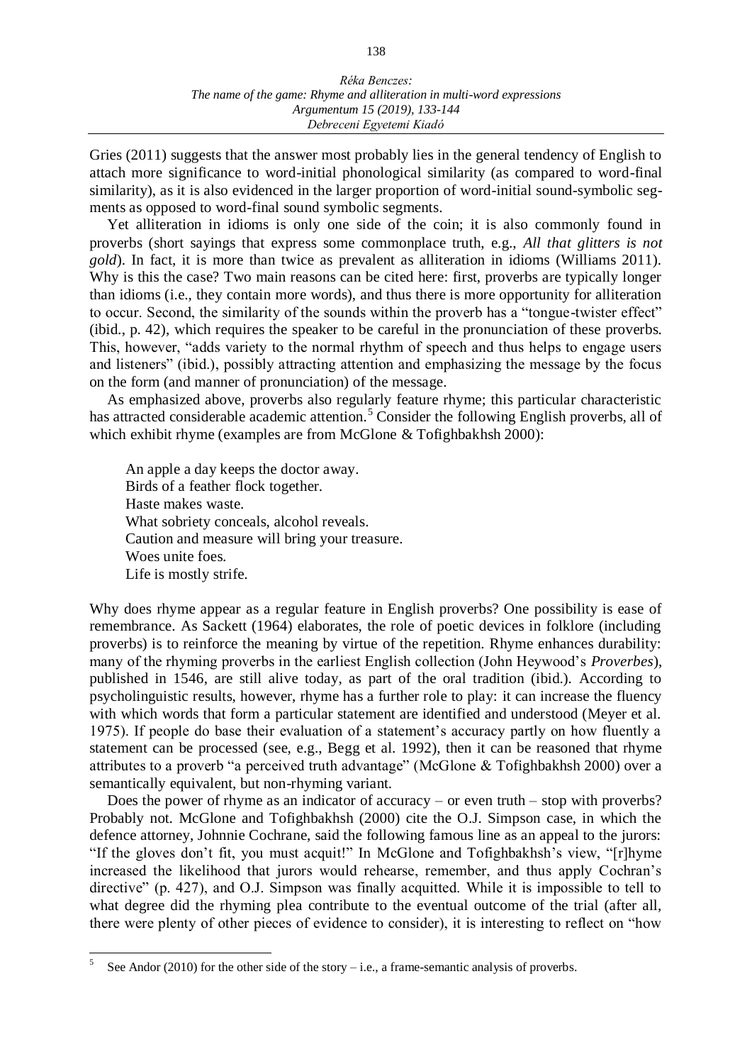Gries (2011) suggests that the answer most probably lies in the general tendency of English to attach more significance to word-initial phonological similarity (as compared to word-final similarity), as it is also evidenced in the larger proportion of word-initial sound-symbolic segments as opposed to word-final sound symbolic segments.

Yet alliteration in idioms is only one side of the coin; it is also commonly found in proverbs (short sayings that express some commonplace truth, e.g., *All that glitters is not gold*). In fact, it is more than twice as prevalent as alliteration in idioms (Williams 2011). Why is this the case? Two main reasons can be cited here: first, proverbs are typically longer than idioms (i.e., they contain more words), and thus there is more opportunity for alliteration to occur. Second, the similarity of the sounds within the proverb has a "tongue-twister effect" (ibid., p. 42), which requires the speaker to be careful in the pronunciation of these proverbs. This, however, "adds variety to the normal rhythm of speech and thus helps to engage users and listeners" (ibid.), possibly attracting attention and emphasizing the message by the focus on the form (and manner of pronunciation) of the message.

As emphasized above, proverbs also regularly feature rhyme; this particular characteristic has attracted considerable academic attention.[5] Consider the following English proverbs, all of which exhibit rhyme (examples are from McGlone & Tofighbakhsh 2000):

> An apple a day keeps the doctor away.  
> Birds of a feather flock together.  
> Haste makes waste.  
> What sobriety conceals, alcohol reveals.  
> Caution and measure will bring your treasure.  
> Woes unite foes.  
> Life is mostly strife.

Why does rhyme appear as a regular feature in English proverbs? One possibility is ease of remembrance. As Sackett (1964) elaborates, the role of poetic devices in folklore (including proverbs) is to reinforce the meaning by virtue of the repetition. Rhyme enhances durability: many of the rhyming proverbs in the earliest English collection (John Heywood's *Proverbes*), published in 1546, are still alive today, as part of the oral tradition (ibid.). According to psycholinguistic results, however, rhyme has a further role to play: it can increase the fluency with which words that form a particular statement are identified and understood (Meyer et al. 1975). If people do base their evaluation of a statement's accuracy partly on how fluently a statement can be processed (see, e.g., Begg et al. 1992), then it can be reasoned that rhyme attributes to a proverb "a perceived truth advantage" (McGlone & Tofighbakhsh 2000) over a semantically equivalent, but non-rhyming variant.

Does the power of rhyme as an indicator of accuracy – or even truth – stop with proverbs? Probably not. McGlone and Tofighbakhsh (2000) cite the O.J. Simpson case, in which the defence attorney, Johnnie Cochrane, said the following famous line as an appeal to the jurors: "If the gloves don't fit, you must acquit!" In McGlone and Tofighbakhsh's view, "[r]hyme increased the likelihood that jurors would rehearse, remember, and thus apply Cochran's directive" (p. 427), and O.J. Simpson was finally acquitted. While it is impossible to tell to what degree did the rhyming plea contribute to the eventual outcome of the trial (after all, there were plenty of other pieces of evidence to consider), it is interesting to reflect on "how

---

[5] See Andor (2010) for the other side of the story – i.e., a frame-semantic analysis of proverbs.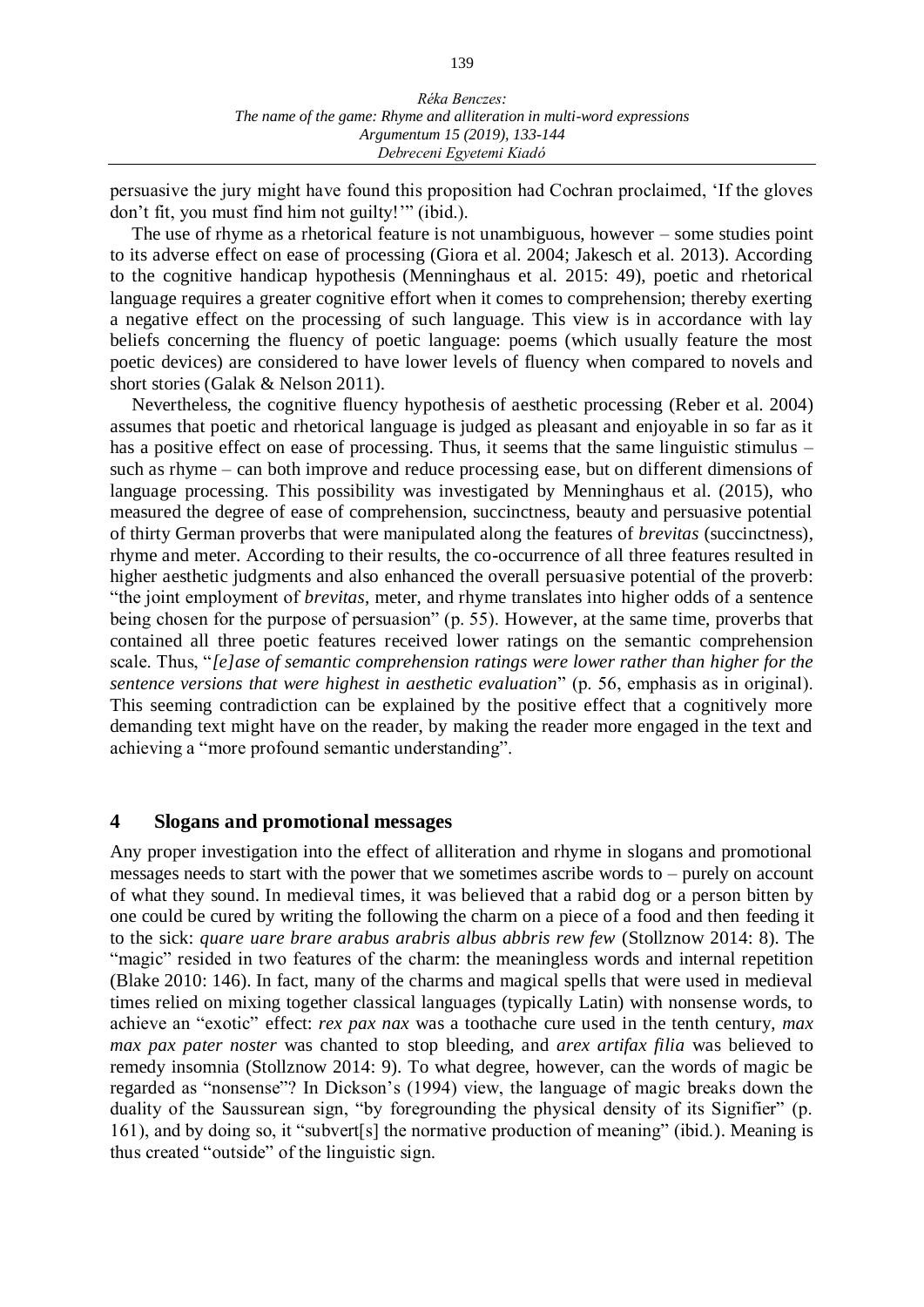persuasive the jury might have found this proposition had Cochran proclaimed, 'If the gloves don't fit, you must find him not guilty!'" (ibid.).

The use of rhyme as a rhetorical feature is not unambiguous, however – some studies point to its adverse effect on ease of processing (Giora et al. 2004; Jakesch et al. 2013). According to the cognitive handicap hypothesis (Menninghaus et al. 2015: 49), poetic and rhetorical language requires a greater cognitive effort when it comes to comprehension; thereby exerting a negative effect on the processing of such language. This view is in accordance with lay beliefs concerning the fluency of poetic language: poems (which usually feature the most poetic devices) are considered to have lower levels of fluency when compared to novels and short stories (Galak & Nelson 2011).

Nevertheless, the cognitive fluency hypothesis of aesthetic processing (Reber et al. 2004) assumes that poetic and rhetorical language is judged as pleasant and enjoyable in so far as it has a positive effect on ease of processing. Thus, it seems that the same linguistic stimulus – such as rhyme – can both improve and reduce processing ease, but on different dimensions of language processing. This possibility was investigated by Menninghaus et al. (2015), who measured the degree of ease of comprehension, succinctness, beauty and persuasive potential of thirty German proverbs that were manipulated along the features of *brevitas* (succinctness), rhyme and meter. According to their results, the co-occurrence of all three features resulted in higher aesthetic judgments and also enhanced the overall persuasive potential of the proverb: "the joint employment of *brevitas*, meter, and rhyme translates into higher odds of a sentence being chosen for the purpose of persuasion" (p. 55). However, at the same time, proverbs that contained all three poetic features received lower ratings on the semantic comprehension scale. Thus, "*[e]ase of semantic comprehension ratings were lower rather than higher for the sentence versions that were highest in aesthetic evaluation*" (p. 56, emphasis as in original). This seeming contradiction can be explained by the positive effect that a cognitively more demanding text might have on the reader, by making the reader more engaged in the text and achieving a "more profound semantic understanding".

## 4 Slogans and promotional messages

Any proper investigation into the effect of alliteration and rhyme in slogans and promotional messages needs to start with the power that we sometimes ascribe words to – purely on account of what they sound. In medieval times, it was believed that a rabid dog or a person bitten by one could be cured by writing the following the charm on a piece of a food and then feeding it to the sick: *quare uare brare arabus arabris albus abbris rew few* (Stollznow 2014: 8). The "magic" resided in two features of the charm: the meaningless words and internal repetition (Blake 2010: 146). In fact, many of the charms and magical spells that were used in medieval times relied on mixing together classical languages (typically Latin) with nonsense words, to achieve an "exotic" effect: *rex pax nax* was a toothache cure used in the tenth century, *max max pax pater noster* was chanted to stop bleeding, and *arex artifax filia* was believed to remedy insomnia (Stollznow 2014: 9). To what degree, however, can the words of magic be regarded as "nonsense"? In Dickson's (1994) view, the language of magic breaks down the duality of the Saussurean sign, "by foregrounding the physical density of its Signifier" (p. 161), and by doing so, it "subvert[s] the normative production of meaning" (ibid.). Meaning is thus created "outside" of the linguistic sign.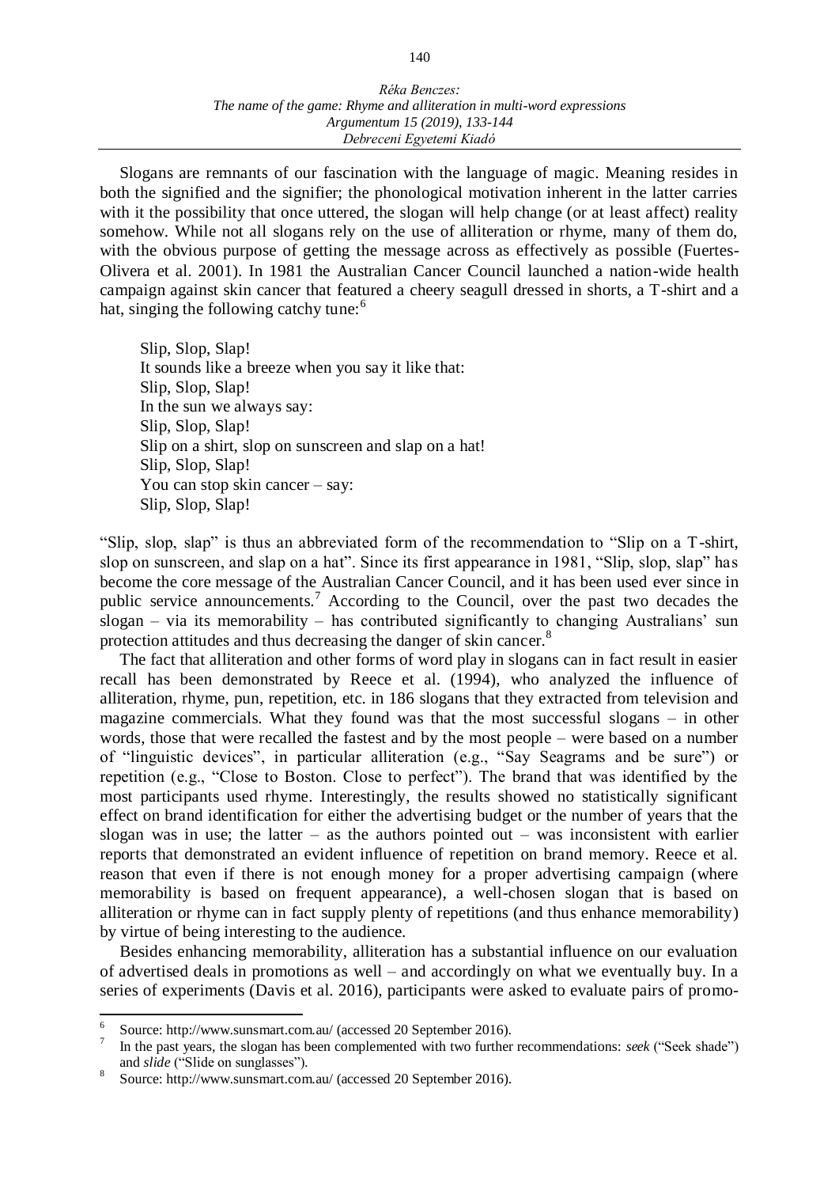Slogans are remnants of our fascination with the language of magic. Meaning resides in both the signified and the signifier; the phonological motivation inherent in the latter carries with it the possibility that once uttered, the slogan will help change (or at least affect) reality somehow. While not all slogans rely on the use of alliteration or rhyme, many of them do, with the obvious purpose of getting the message across as effectively as possible (Fuertes-Olivera et al. 2001). In 1981 the Australian Cancer Council launched a nation-wide health campaign against skin cancer that featured a cheery seagull dressed in shorts, a T-shirt and a hat, singing the following catchy tune:[6]

> Slip, Slop, Slap!
> It sounds like a breeze when you say it like that:
> Slip, Slop, Slap!
> In the sun we always say:
> Slip, Slop, Slap!
> Slip on a shirt, slop on sunscreen and slap on a hat!
> Slip, Slop, Slap!
> You can stop skin cancer – say:
> Slip, Slop, Slap!

"Slip, slop, slap" is thus an abbreviated form of the recommendation to "Slip on a T-shirt, slop on sunscreen, and slap on a hat". Since its first appearance in 1981, "Slip, slop, slap" has become the core message of the Australian Cancer Council, and it has been used ever since in public service announcements.[7] According to the Council, over the past two decades the slogan – via its memorability – has contributed significantly to changing Australians' sun protection attitudes and thus decreasing the danger of skin cancer.[8]

The fact that alliteration and other forms of word play in slogans can in fact result in easier recall has been demonstrated by Reece et al. (1994), who analyzed the influence of alliteration, rhyme, pun, repetition, etc. in 186 slogans that they extracted from television and magazine commercials. What they found was that the most successful slogans – in other words, those that were recalled the fastest and by the most people – were based on a number of "linguistic devices", in particular alliteration (e.g., "Say Seagrams and be sure") or repetition (e.g., "Close to Boston. Close to perfect"). The brand that was identified by the most participants used rhyme. Interestingly, the results showed no statistically significant effect on brand identification for either the advertising budget or the number of years that the slogan was in use; the latter – as the authors pointed out – was inconsistent with earlier reports that demonstrated an evident influence of repetition on brand memory. Reece et al. reason that even if there is not enough money for a proper advertising campaign (where memorability is based on frequent appearance), a well-chosen slogan that is based on alliteration or rhyme can in fact supply plenty of repetitions (and thus enhance memorability) by virtue of being interesting to the audience.

Besides enhancing memorability, alliteration has a substantial influence on our evaluation of advertised deals in promotions as well – and accordingly on what we eventually buy. In a series of experiments (Davis et al. 2016), participants were asked to evaluate pairs of promo-

---

[6] Source: http://www.sunsmart.com.au/ (accessed 20 September 2016).

[7] In the past years, the slogan has been complemented with two further recommendations: *seek* ("Seek shade") and *slide* ("Slide on sunglasses").

[8] Source: http://www.sunsmart.com.au/ (accessed 20 September 2016).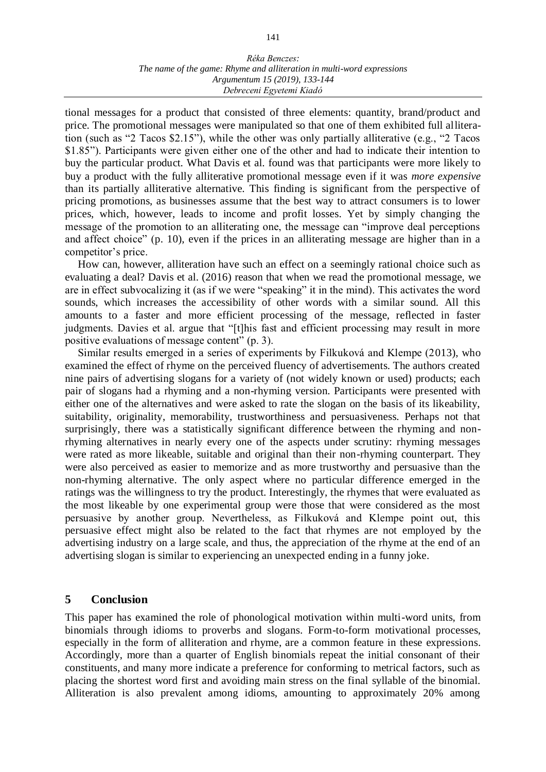tional messages for a product that consisted of three elements: quantity, brand/product and price. The promotional messages were manipulated so that one of them exhibited full alliteration (such as "2 Tacos $2.15"), while the other was only partially alliterative (e.g., "2 Tacos $1.85"). Participants were given either one of the other and had to indicate their intention to buy the particular product. What Davis et al. found was that participants were more likely to buy a product with the fully alliterative promotional message even if it was *more expensive* than its partially alliterative alternative. This finding is significant from the perspective of pricing promotions, as businesses assume that the best way to attract consumers is to lower prices, which, however, leads to income and profit losses. Yet by simply changing the message of the promotion to an alliterating one, the message can "improve deal perceptions and affect choice" (p. 10), even if the prices in an alliterating message are higher than in a competitor's price.

How can, however, alliteration have such an effect on a seemingly rational choice such as evaluating a deal? Davis et al. (2016) reason that when we read the promotional message, we are in effect subvocalizing it (as if we were "speaking" it in the mind). This activates the word sounds, which increases the accessibility of other words with a similar sound. All this amounts to a faster and more efficient processing of the message, reflected in faster judgments. Davies et al. argue that "[t]his fast and efficient processing may result in more positive evaluations of message content" (p. 3).

Similar results emerged in a series of experiments by Filkuková and Klempe (2013), who examined the effect of rhyme on the perceived fluency of advertisements. The authors created nine pairs of advertising slogans for a variety of (not widely known or used) products; each pair of slogans had a rhyming and a non-rhyming version. Participants were presented with either one of the alternatives and were asked to rate the slogan on the basis of its likeability, suitability, originality, memorability, trustworthiness and persuasiveness. Perhaps not that surprisingly, there was a statistically significant difference between the rhyming and non-rhyming alternatives in nearly every one of the aspects under scrutiny: rhyming messages were rated as more likeable, suitable and original than their non-rhyming counterpart. They were also perceived as easier to memorize and as more trustworthy and persuasive than the non-rhyming alternative. The only aspect where no particular difference emerged in the ratings was the willingness to try the product. Interestingly, the rhymes that were evaluated as the most likeable by one experimental group were those that were considered as the most persuasive by another group. Nevertheless, as Filkuková and Klempe point out, this persuasive effect might also be related to the fact that rhymes are not employed by the advertising industry on a large scale, and thus, the appreciation of the rhyme at the end of an advertising slogan is similar to experiencing an unexpected ending in a funny joke.

## 5 Conclusion

This paper has examined the role of phonological motivation within multi-word units, from binomials through idioms to proverbs and slogans. Form-to-form motivational processes, especially in the form of alliteration and rhyme, are a common feature in these expressions. Accordingly, more than a quarter of English binomials repeat the initial consonant of their constituents, and many more indicate a preference for conforming to metrical factors, such as placing the shortest word first and avoiding main stress on the final syllable of the binomial. Alliteration is also prevalent among idioms, amounting to approximately 20% among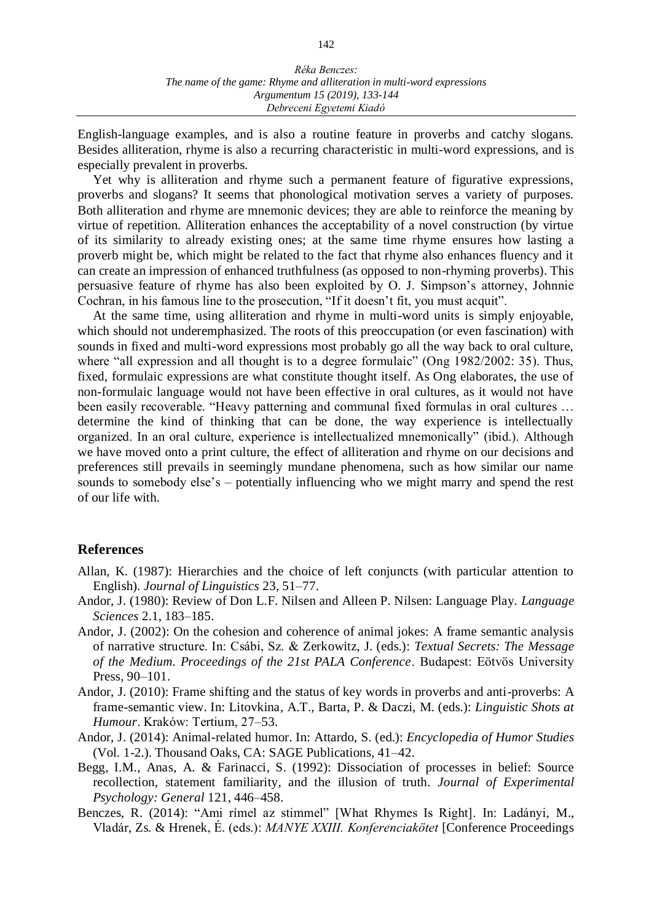English-language examples, and is also a routine feature in proverbs and catchy slogans. Besides alliteration, rhyme is also a recurring characteristic in multi-word expressions, and is especially prevalent in proverbs.

Yet why is alliteration and rhyme such a permanent feature of figurative expressions, proverbs and slogans? It seems that phonological motivation serves a variety of purposes. Both alliteration and rhyme are mnemonic devices; they are able to reinforce the meaning by virtue of repetition. Alliteration enhances the acceptability of a novel construction (by virtue of its similarity to already existing ones; at the same time rhyme ensures how lasting a proverb might be, which might be related to the fact that rhyme also enhances fluency and it can create an impression of enhanced truthfulness (as opposed to non-rhyming proverbs). This persuasive feature of rhyme has also been exploited by O. J. Simpson's attorney, Johnnie Cochran, in his famous line to the prosecution, "If it doesn't fit, you must acquit".

At the same time, using alliteration and rhyme in multi-word units is simply enjoyable, which should not underemphasized. The roots of this preoccupation (or even fascination) with sounds in fixed and multi-word expressions most probably go all the way back to oral culture, where "all expression and all thought is to a degree formulaic" (Ong 1982/2002: 35). Thus, fixed, formulaic expressions are what constitute thought itself. As Ong elaborates, the use of non-formulaic language would not have been effective in oral cultures, as it would not have been easily recoverable. "Heavy patterning and communal fixed formulas in oral cultures … determine the kind of thinking that can be done, the way experience is intellectually organized. In an oral culture, experience is intellectualized mnemonically" (ibid.). Although we have moved onto a print culture, the effect of alliteration and rhyme on our decisions and preferences still prevails in seemingly mundane phenomena, such as how similar our name sounds to somebody else's – potentially influencing who we might marry and spend the rest of our life with.

## References

Allan, K. (1987): Hierarchies and the choice of left conjuncts (with particular attention to English). *Journal of Linguistics* 23, 51–77.

Andor, J. (1980): Review of Don L.F. Nilsen and Alleen P. Nilsen: Language Play. *Language Sciences* 2.1, 183–185.

Andor, J. (2002): On the cohesion and coherence of animal jokes: A frame semantic analysis of narrative structure. In: Csábi, Sz. & Zerkowitz, J. (eds.): *Textual Secrets: The Message of the Medium. Proceedings of the 21st PALA Conference*. Budapest: Eötvös University Press, 90–101.

Andor, J. (2010): Frame shifting and the status of key words in proverbs and anti-proverbs: A frame-semantic view. In: Litovkina, A.T., Barta, P. & Daczi, M. (eds.): *Linguistic Shots at Humour*. Kraków: Tertium, 27–53.

Andor, J. (2014): Animal-related humor. In: Attardo, S. (ed.): *Encyclopedia of Humor Studies* (Vol. 1-2.). Thousand Oaks, CA: SAGE Publications, 41–42.

Begg, I.M., Anas, A. & Farinacci, S. (1992): Dissociation of processes in belief: Source recollection, statement familiarity, and the illusion of truth. *Journal of Experimental Psychology: General* 121, 446–458.

Benczes, R. (2014): "Ami rímel az stimmel" [What Rhymes Is Right]. In: Ladányi, M., Vladár, Zs. & Hrenek, É. (eds.): *MANYE XXIII. Konferenciakötet* [Conference Proceedings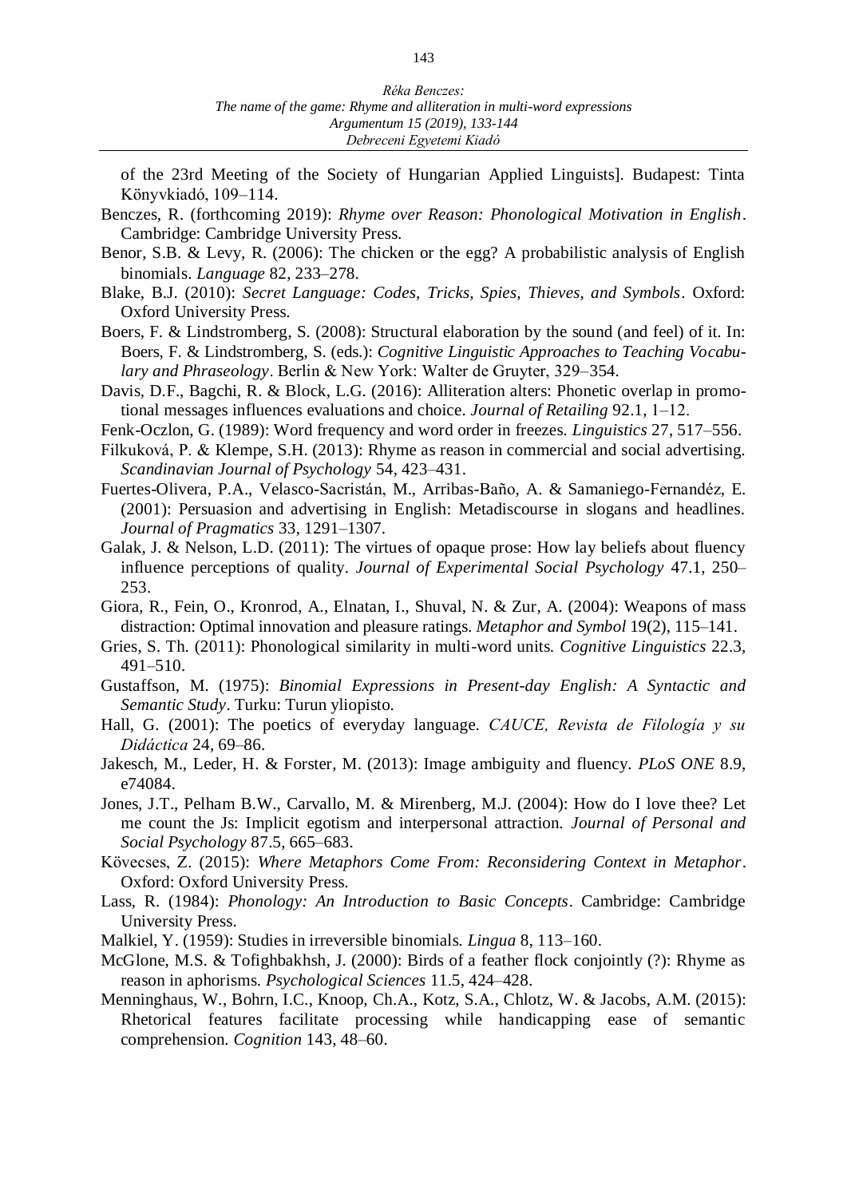of the 23rd Meeting of the Society of Hungarian Applied Linguists]. Budapest: Tinta Könyvkiadó, 109–114.

Benczes, R. (forthcoming 2019): *Rhyme over Reason: Phonological Motivation in English*. Cambridge: Cambridge University Press.

Benor, S.B. & Levy, R. (2006): The chicken or the egg? A probabilistic analysis of English binomials. *Language* 82, 233–278.

Blake, B.J. (2010): *Secret Language: Codes, Tricks, Spies, Thieves, and Symbols*. Oxford: Oxford University Press.

Boers, F. & Lindstromberg, S. (2008): Structural elaboration by the sound (and feel) of it. In: Boers, F. & Lindstromberg, S. (eds.): *Cognitive Linguistic Approaches to Teaching Vocabulary and Phraseology*. Berlin & New York: Walter de Gruyter, 329–354.

Davis, D.F., Bagchi, R. & Block, L.G. (2016): Alliteration alters: Phonetic overlap in promotional messages influences evaluations and choice. *Journal of Retailing* 92.1, 1–12.

Fenk-Oczlon, G. (1989): Word frequency and word order in freezes. *Linguistics* 27, 517–556.

Filkuková, P. & Klempe, S.H. (2013): Rhyme as reason in commercial and social advertising. *Scandinavian Journal of Psychology* 54, 423–431.

Fuertes-Olivera, P.A., Velasco-Sacristán, M., Arribas-Baño, A. & Samaniego-Fernandéz, E. (2001): Persuasion and advertising in English: Metadiscourse in slogans and headlines. *Journal of Pragmatics* 33, 1291–1307.

Galak, J. & Nelson, L.D. (2011): The virtues of opaque prose: How lay beliefs about fluency influence perceptions of quality. *Journal of Experimental Social Psychology* 47.1, 250–253.

Giora, R., Fein, O., Kronrod, A., Elnatan, I., Shuval, N. & Zur, A. (2004): Weapons of mass distraction: Optimal innovation and pleasure ratings. *Metaphor and Symbol* 19(2), 115–141.

Gries, S. Th. (2011): Phonological similarity in multi-word units. *Cognitive Linguistics* 22.3, 491–510.

Gustaffson, M. (1975): *Binomial Expressions in Present-day English: A Syntactic and Semantic Study*. Turku: Turun yliopisto.

Hall, G. (2001): The poetics of everyday language. *CAUCE, Revista de Filología y su Didáctica* 24, 69–86.

Jakesch, M., Leder, H. & Forster, M. (2013): Image ambiguity and fluency. *PLoS ONE* 8.9, e74084.

Jones, J.T., Pelham B.W., Carvallo, M. & Mirenberg, M.J. (2004): How do I love thee? Let me count the Js: Implicit egotism and interpersonal attraction. *Journal of Personal and Social Psychology* 87.5, 665–683.

Kövecses, Z. (2015): *Where Metaphors Come From: Reconsidering Context in Metaphor*. Oxford: Oxford University Press.

Lass, R. (1984): *Phonology: An Introduction to Basic Concepts*. Cambridge: Cambridge University Press.

Malkiel, Y. (1959): Studies in irreversible binomials. *Lingua* 8, 113–160.

McGlone, M.S. & Tofighbakhsh, J. (2000): Birds of a feather flock conjointly (?): Rhyme as reason in aphorisms. *Psychological Sciences* 11.5, 424–428.

Menninghaus, W., Bohrn, I.C., Knoop, Ch.A., Kotz, S.A., Chlotz, W. & Jacobs, A.M. (2015): Rhetorical features facilitate processing while handicapping ease of semantic comprehension. *Cognition* 143, 48–60.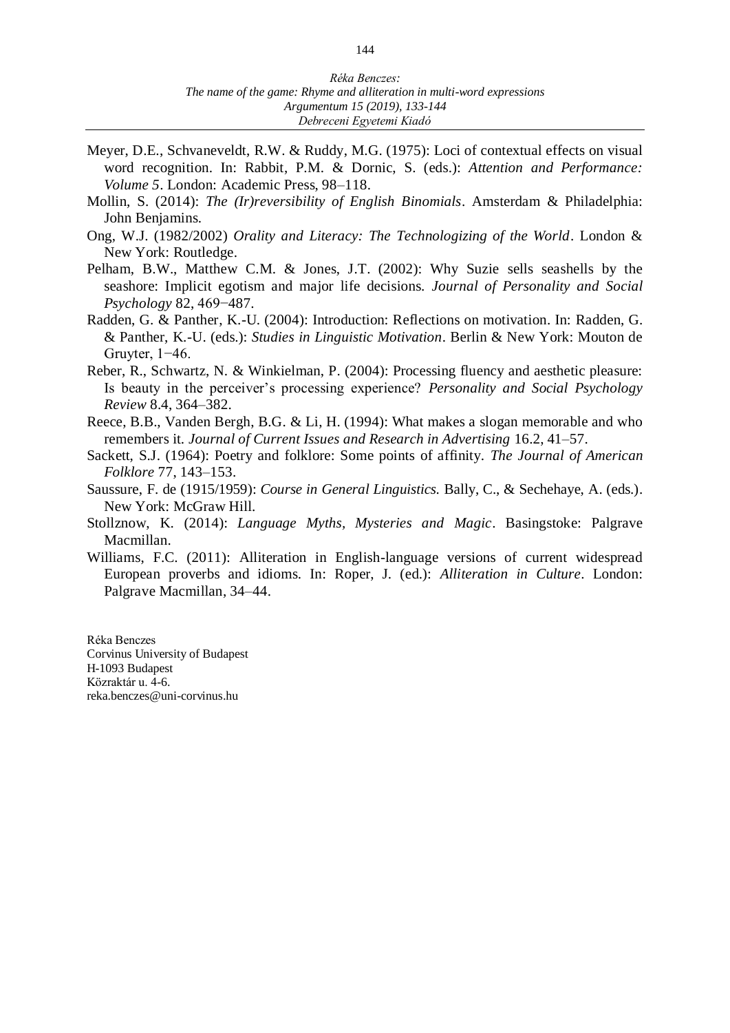Meyer, D.E., Schvaneveldt, R.W. & Ruddy, M.G. (1975): Loci of contextual effects on visual word recognition. In: Rabbit, P.M. & Dornic, S. (eds.): *Attention and Performance: Volume 5*. London: Academic Press, 98–118.

Mollin, S. (2014): *The (Ir)reversibility of English Binomials*. Amsterdam & Philadelphia: John Benjamins.

Ong, W.J. (1982/2002) *Orality and Literacy: The Technologizing of the World*. London & New York: Routledge.

Pelham, B.W., Matthew C.M. & Jones, J.T. (2002): Why Suzie sells seashells by the seashore: Implicit egotism and major life decisions. *Journal of Personality and Social Psychology* 82, 469−487.

Radden, G. & Panther, K.-U. (2004): Introduction: Reflections on motivation. In: Radden, G. & Panther, K.-U. (eds.): *Studies in Linguistic Motivation*. Berlin & New York: Mouton de Gruyter, 1−46.

Reber, R., Schwartz, N. & Winkielman, P. (2004): Processing fluency and aesthetic pleasure: Is beauty in the perceiver's processing experience? *Personality and Social Psychology Review* 8.4, 364–382.

Reece, B.B., Vanden Bergh, B.G. & Li, H. (1994): What makes a slogan memorable and who remembers it. *Journal of Current Issues and Research in Advertising* 16.2, 41–57.

Sackett, S.J. (1964): Poetry and folklore: Some points of affinity. *The Journal of American Folklore* 77, 143–153.

Saussure, F. de (1915/1959): *Course in General Linguistics.* Bally, C., & Sechehaye, A. (eds.). New York: McGraw Hill.

Stollznow, K. (2014): *Language Myths, Mysteries and Magic*. Basingstoke: Palgrave Macmillan.

Williams, F.C. (2011): Alliteration in English-language versions of current widespread European proverbs and idioms. In: Roper, J. (ed.): *Alliteration in Culture*. London: Palgrave Macmillan, 34–44.

Réka Benczes
Corvinus University of Budapest
H-1093 Budapest
Közraktár u. 4-6.
reka.benczes@uni-corvinus.hu